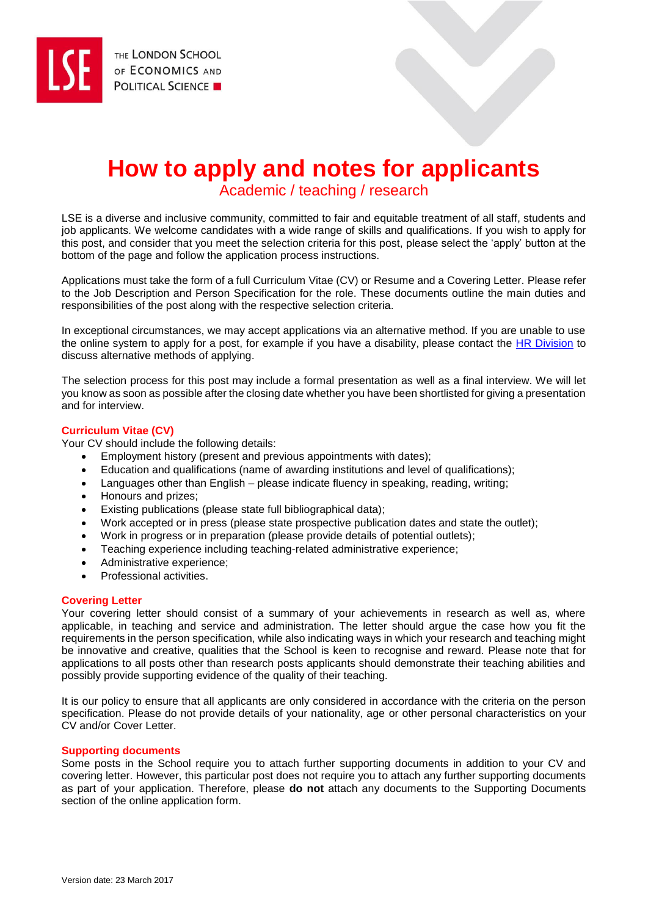# How to apply and notes for applicants

## Academic / teaching / research

LSE is a diverse and inclusive community, committed to fair and equitable treatment of all staff, students and job applicants. We welcome candidates with a wide range of skills and qualifications. If you wish to apply for this post, and consider that you meet the selection criteria for this post, please select the 'apply' button at the bottom of the page and follow the application process instructions.

Applications must take the form of a full Curriculum Vitae (CV) or Resume and a Covering Letter. Please refer to the Job Description and Person Specification for the role. These documents outline the main duties and responsibilities of the post along with the respective selection criteria.

In exceptional circumstances, we may accept applications via an alternative method. If you are unable to use the online system to apply for a post, for example if you have a disability, please contact the HR Division to discuss alternative methods of applying.

The selection process for this post may include a formal presentation as well as a final interview. We will let you know as soon as possible after the closing date whether you have been shortlisted for giving a presentation and for interview.

### Curriculum Vitae (CV)

Your CV should include the following details:

- Employment history (present and previous appointments with dates);
- Education and qualifications (name of awarding institutions and level of qualifications);
- Languages other than English – please indicate fluency in speaking, reading, writing;
- Honours and prizes;
- Existing publications (please state full bibliographical data);
- Work accepted or in press (please state prospective publication dates and state the outlet);
- Work in progress or in preparation (please provide details of potential outlets);
- Teaching experience including teaching-related administrative experience;
- Administrative experience;
- Professional activities.

### Covering Letter

Your covering letter should consist of a summary of your achievements in research as well as, where applicable, in teaching and service and administration. The letter should argue the case how you fit the requirements in the person specification, while also indicating ways in which your research and teaching might be innovative and creative, qualities that the School is keen to recognise and reward. Please note that for applications to all posts other than research posts applicants should demonstrate their teaching abilities and possibly provide supporting evidence of the quality of their teaching.

It is our policy to ensure that all applicants are only considered in accordance with the criteria on the person specification. Please do not provide details of your nationality, age or other personal characteristics on your CV and/or Cover Letter.

### Supporting documents

Some posts in the School require you to attach further supporting documents in addition to your CV and covering letter. However, this particular post does not require you to attach any further supporting documents as part of your application. Therefore, please **do not** attach any documents to the Supporting Documents section of the online application form.

Version date: 23 March 2017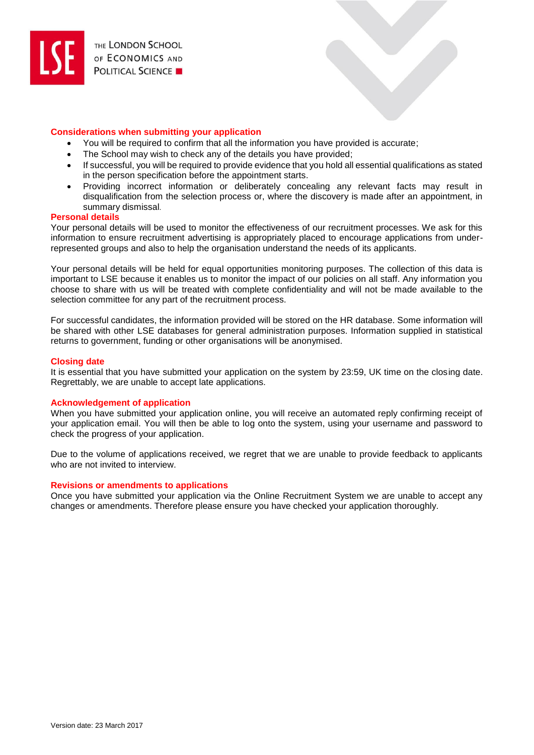THE LONDON SCHOOL OF ECONOMICS AND POLITICAL SCIENCE

## Considerations when submitting your application

- You will be required to confirm that all the information you have provided is accurate;
- The School may wish to check any of the details you have provided;
- If successful, you will be required to provide evidence that you hold all essential qualifications as stated in the person specification before the appointment starts.
- Providing incorrect information or deliberately concealing any relevant facts may result in disqualification from the selection process or, where the discovery is made after an appointment, in summary dismissal.

## Personal details

Your personal details will be used to monitor the effectiveness of our recruitment processes. We ask for this information to ensure recruitment advertising is appropriately placed to encourage applications from under-represented groups and also to help the organisation understand the needs of its applicants.

Your personal details will be held for equal opportunities monitoring purposes. The collection of this data is important to LSE because it enables us to monitor the impact of our policies on all staff. Any information you choose to share with us will be treated with complete confidentiality and will not be made available to the selection committee for any part of the recruitment process.

For successful candidates, the information provided will be stored on the HR database. Some information will be shared with other LSE databases for general administration purposes. Information supplied in statistical returns to government, funding or other organisations will be anonymised.

## Closing date

It is essential that you have submitted your application on the system by 23:59, UK time on the closing date. Regrettably, we are unable to accept late applications.

## Acknowledgement of application

When you have submitted your application online, you will receive an automated reply confirming receipt of your application email. You will then be able to log onto the system, using your username and password to check the progress of your application.

Due to the volume of applications received, we regret that we are unable to provide feedback to applicants who are not invited to interview.

## Revisions or amendments to applications

Once you have submitted your application via the Online Recruitment System we are unable to accept any changes or amendments. Therefore please ensure you have checked your application thoroughly.

Version date: 23 March 2017